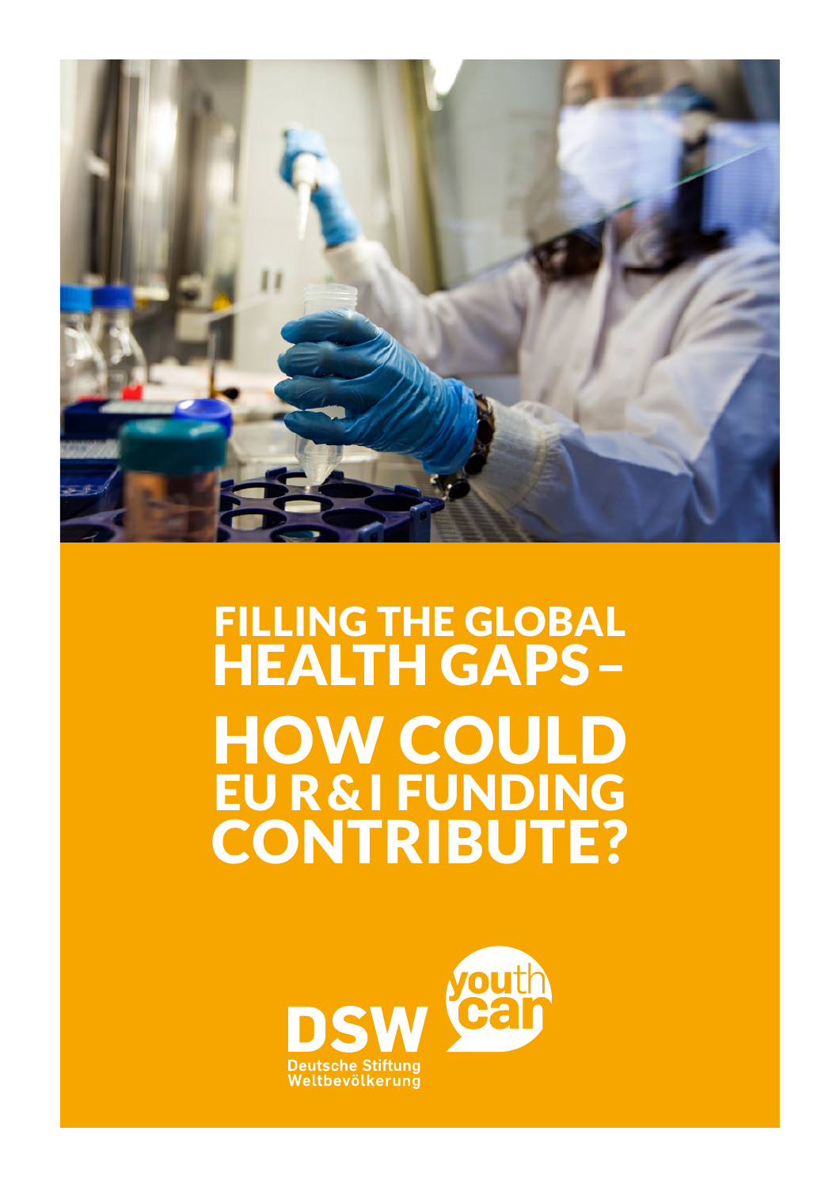# FILLING THE GLOBAL HEALTH GAPS – HOW COULD EU R&I FUNDING CONTRIBUTE?

DSW

Deutsche Stiftung Weltbevölkerung

youth can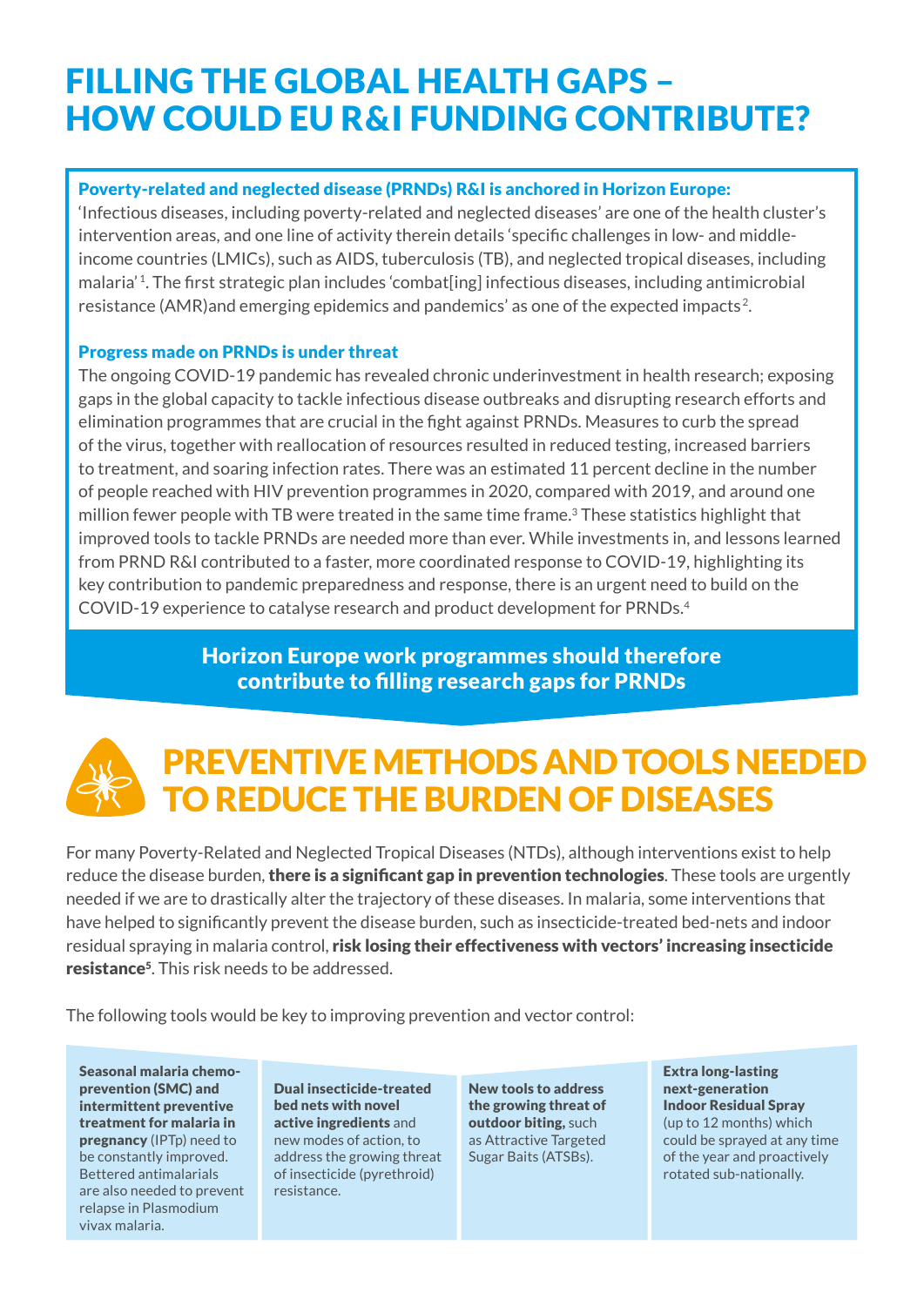# FILLING THE GLOBAL HEALTH GAPS – HOW COULD EU R&I FUNDING CONTRIBUTE?

**Poverty-related and neglected disease (PRNDs) R&I is anchored in Horizon Europe:**
'Infectious diseases, including poverty-related and neglected diseases' are one of the health cluster's intervention areas, and one line of activity therein details 'specific challenges in low- and middle-income countries (LMICs), such as AIDS, tuberculosis (TB), and neglected tropical diseases, including malaria' [1]. The first strategic plan includes 'combat[ing] infectious diseases, including antimicrobial resistance (AMR)and emerging epidemics and pandemics' as one of the expected impacts [2].

**Progress made on PRNDs is under threat**
The ongoing COVID-19 pandemic has revealed chronic underinvestment in health research; exposing gaps in the global capacity to tackle infectious disease outbreaks and disrupting research efforts and elimination programmes that are crucial in the fight against PRNDs. Measures to curb the spread of the virus, together with reallocation of resources resulted in reduced testing, increased barriers to treatment, and soaring infection rates. There was an estimated 11 percent decline in the number of people reached with HIV prevention programmes in 2020, compared with 2019, and around one million fewer people with TB were treated in the same time frame.[3] These statistics highlight that improved tools to tackle PRNDs are needed more than ever. While investments in, and lessons learned from PRND R&I contributed to a faster, more coordinated response to COVID-19, highlighting its key contribution to pandemic preparedness and response, there is an urgent need to build on the COVID-19 experience to catalyse research and product development for PRNDs.[4]

**Horizon Europe work programmes should therefore contribute to filling research gaps for PRNDs**

## PREVENTIVE METHODS AND TOOLS NEEDED TO REDUCE THE BURDEN OF DISEASES

For many Poverty-Related and Neglected Tropical Diseases (NTDs), although interventions exist to help reduce the disease burden, **there is a significant gap in prevention technologies**. These tools are urgently needed if we are to drastically alter the trajectory of these diseases. In malaria, some interventions that have helped to significantly prevent the disease burden, such as insecticide-treated bed-nets and indoor residual spraying in malaria control, **risk losing their effectiveness with vectors' increasing insecticide resistance**[5]. This risk needs to be addressed.

The following tools would be key to improving prevention and vector control:

- **Seasonal malaria chemo-prevention (SMC) and intermittent preventive treatment for malaria in pregnancy** (IPTp) need to be constantly improved. Bettered antimalarials are also needed to prevent relapse in Plasmodium vivax malaria.
- **Dual insecticide-treated bed nets with novel active ingredients** and new modes of action, to address the growing threat of insecticide (pyrethroid) resistance.
- **New tools to address the growing threat of outdoor biting,** such as Attractive Targeted Sugar Baits (ATSBs).
- **Extra long-lasting next-generation Indoor Residual Spray** (up to 12 months) which could be sprayed at any time of the year and proactively rotated sub-nationally.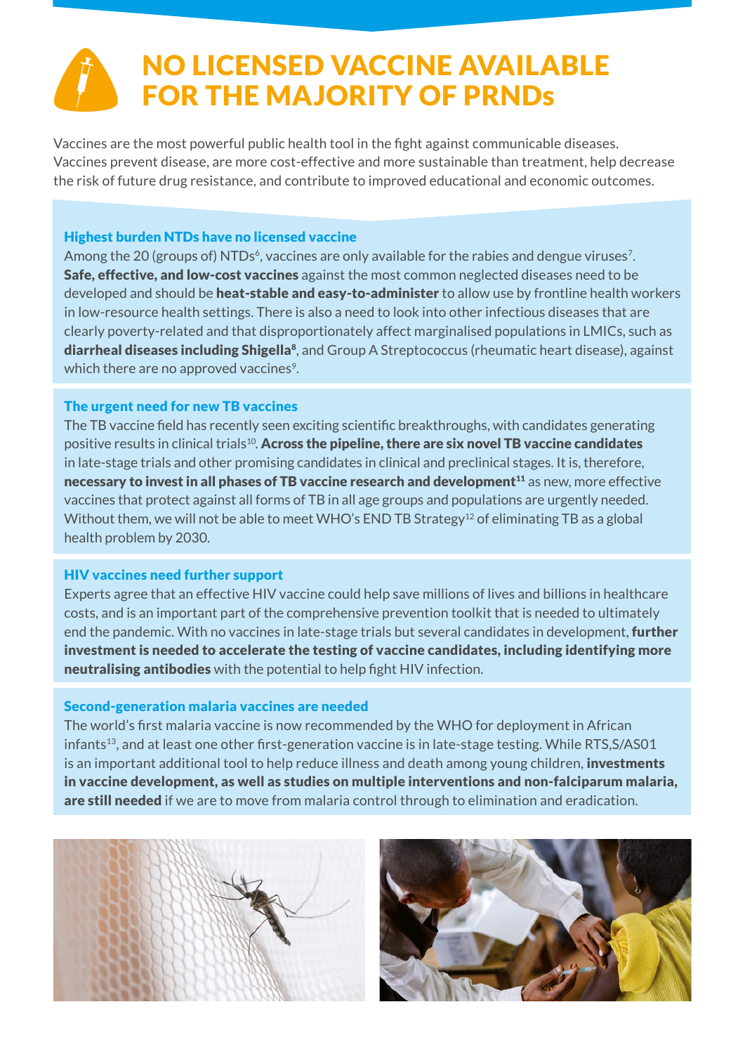# NO LICENSED VACCINE AVAILABLE FOR THE MAJORITY OF PRNDs

Vaccines are the most powerful public health tool in the fight against communicable diseases. Vaccines prevent disease, are more cost-effective and more sustainable than treatment, help decrease the risk of future drug resistance, and contribute to improved educational and economic outcomes.

### Highest burden NTDs have no licensed vaccine

Among the 20 (groups of) NTDs[6], vaccines are only available for the rabies and dengue viruses[7]. **Safe, effective, and low-cost vaccines** against the most common neglected diseases need to be developed and should be **heat-stable and easy-to-administer** to allow use by frontline health workers in low-resource health settings. There is also a need to look into other infectious diseases that are clearly poverty-related and that disproportionately affect marginalised populations in LMICs, such as **diarrheal diseases including Shigella[8]**, and Group A Streptococcus (rheumatic heart disease), against which there are no approved vaccines[9].

### The urgent need for new TB vaccines

The TB vaccine field has recently seen exciting scientific breakthroughs, with candidates generating positive results in clinical trials[10]. **Across the pipeline, there are six novel TB vaccine candidates** in late-stage trials and other promising candidates in clinical and preclinical stages. It is, therefore, **necessary to invest in all phases of TB vaccine research and development[11]** as new, more effective vaccines that protect against all forms of TB in all age groups and populations are urgently needed. Without them, we will not be able to meet WHO's END TB Strategy[12] of eliminating TB as a global health problem by 2030.

### HIV vaccines need further support

Experts agree that an effective HIV vaccine could help save millions of lives and billions in healthcare costs, and is an important part of the comprehensive prevention toolkit that is needed to ultimately end the pandemic. With no vaccines in late-stage trials but several candidates in development, **further investment is needed to accelerate the testing of vaccine candidates, including identifying more neutralising antibodies** with the potential to help fight HIV infection.

### Second-generation malaria vaccines are needed

The world's first malaria vaccine is now recommended by the WHO for deployment in African infants[13], and at least one other first-generation vaccine is in late-stage testing. While RTS,S/AS01 is an important additional tool to help reduce illness and death among young children, **investments in vaccine development, as well as studies on multiple interventions and non-falciparum malaria, are still needed** if we are to move from malaria control through to elimination and eradication.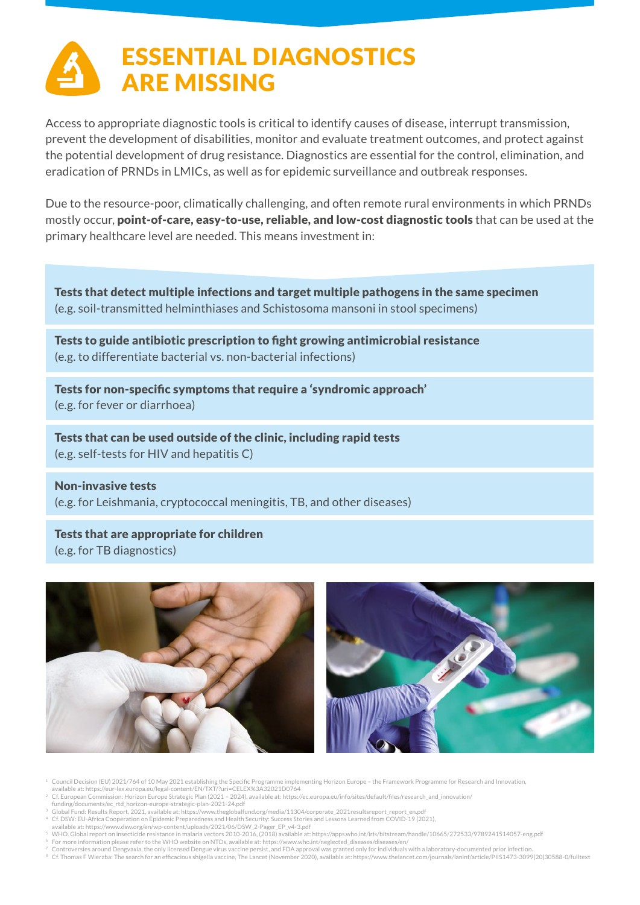# ESSENTIAL DIAGNOSTICS ARE MISSING

Access to appropriate diagnostic tools is critical to identify causes of disease, interrupt transmission, prevent the development of disabilities, monitor and evaluate treatment outcomes, and protect against the potential development of drug resistance. Diagnostics are essential for the control, elimination, and eradication of PRNDs in LMICs, as well as for epidemic surveillance and outbreak responses.

Due to the resource-poor, climatically challenging, and often remote rural environments in which PRNDs mostly occur, **point-of-care, easy-to-use, reliable, and low-cost diagnostic tools** that can be used at the primary healthcare level are needed. This means investment in:

**Tests that detect multiple infections and target multiple pathogens in the same specimen**
(e.g. soil-transmitted helminthiases and Schistosoma mansoni in stool specimens)

**Tests to guide antibiotic prescription to fight growing antimicrobial resistance**
(e.g. to differentiate bacterial vs. non-bacterial infections)

**Tests for non-specific symptoms that require a 'syndromic approach'**
(e.g. for fever or diarrhoea)

**Tests that can be used outside of the clinic, including rapid tests**
(e.g. self-tests for HIV and hepatitis C)

**Non-invasive tests**
(e.g. for Leishmania, cryptococcal meningitis, TB, and other diseases)

**Tests that are appropriate for children**
(e.g. for TB diagnostics)

[1] Council Decision (EU) 2021/764 of 10 May 2021 establishing the Specific Programme implementing Horizon Europe – the Framework Programme for Research and Innovation, available at: https://eur-lex.europa.eu/legal-content/EN/TXT/?uri=CELEX%3A32021D0764

[2] Cf. European Commission: Horizon Europe Strategic Plan (2021 – 2024), available at: https://ec.europa.eu/info/sites/default/files/research_and_innovation/funding/documents/ec_rtd_horizon-europe-strategic-plan-2021-24.pdf

[3] Global Fund: Results Report, 2021, available at: https://www.theglobalfund.org/media/11304/corporate_2021resultsreport_report_en.pdf

[4] Cf. DSW: EU-Africa Cooperation on Epidemic Preparedness and Health Security: Success Stories and Lessons Learned from COVID-19 (2021), available at: https://www.dsw.org/en/wp-content/uploads/2021/06/DSW_2-Pager_EP_v4-3.pdf

[5] WHO. Global report on insecticide resistance in malaria vectors 2010-2016, (2018) available at: https://apps.who.int/iris/bitstream/handle/10665/272533/9789241514057-eng.pdf

[6] For more information please refer to the WHO website on NTDs, available at: https://www.who.int/neglected_diseases/diseases/en/

[7] Controversies around Dengvaxia, the only licensed Dengue virus vaccine persist, and FDA approval was granted only for individuals with a laboratory-documented prior infection.

[8] Cf. Thomas F Wierzba: The search for an efficacious shigella vaccine, The Lancet (November 2020), available at: https://www.thelancet.com/journals/laninf/article/PIIS1473-3099(20)30588-0/fulltext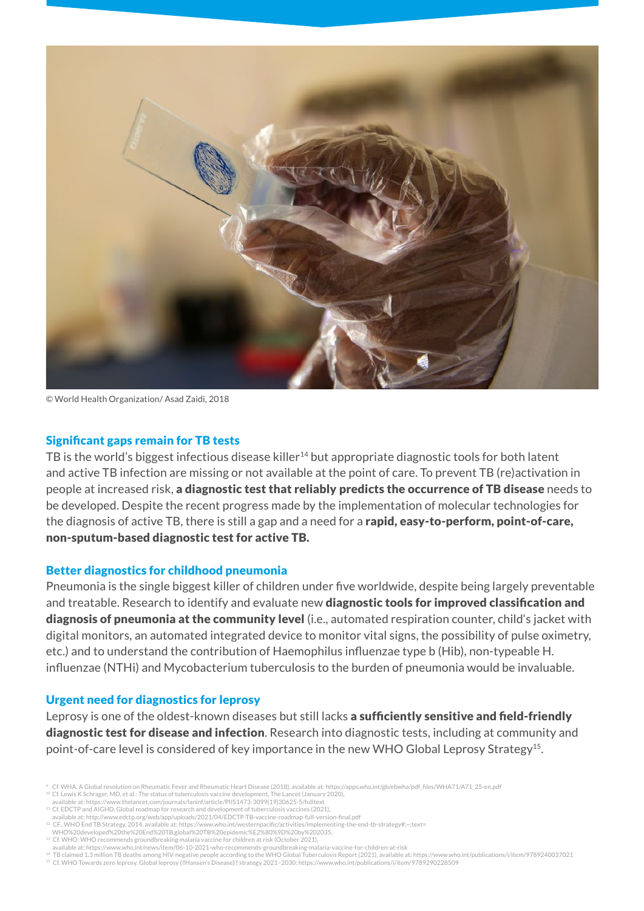© World Health Organization/ Asad Zaidi, 2018

## Significant gaps remain for TB tests

TB is the world's biggest infectious disease killer[14] but appropriate diagnostic tools for both latent and active TB infection are missing or not available at the point of care. To prevent TB (re)activation in people at increased risk, **a diagnostic test that reliably predicts the occurrence of TB disease** needs to be developed. Despite the recent progress made by the implementation of molecular technologies for the diagnosis of active TB, there is still a gap and a need for a **rapid, easy-to-perform, point-of-care, non-sputum-based diagnostic test for active TB.**

## Better diagnostics for childhood pneumonia

Pneumonia is the single biggest killer of children under five worldwide, despite being largely preventable and treatable. Research to identify and evaluate new **diagnostic tools for improved classification and diagnosis of pneumonia at the community level** (i.e., automated respiration counter, child's jacket with digital monitors, an automated integrated device to monitor vital signs, the possibility of pulse oximetry, etc.) and to understand the contribution of Haemophilus influenzae type b (Hib), non-typeable H. influenzae (NTHi) and Mycobacterium tuberculosis to the burden of pneumonia would be invaluable.

## Urgent need for diagnostics for leprosy

Leprosy is one of the oldest-known diseases but still lacks **a sufficiently sensitive and field-friendly diagnostic test for disease and infection**. Research into diagnostic tests, including at community and point-of-care level is considered of key importance in the new WHO Global Leprosy Strategy[15].

---

[9] Cf. WHA, A Global resolution on Rheumatic Fever and Rheumatic Heart Disease (2018), available at: https://apps.who.int/gb/ebwha/pdf_files/WHA71/A71_25-en.pdf
[10] Cf. Lewis K Schrager, MD, et al.: The status of tuberculosis vaccine development, The Lancet (January 2020), available at: https://www.thelancet.com/journals/laninf/article/PIIS1473-3099(19)30625-5/fulltext
[11] Cf. EDCTP and AIGHD, Global roadmap for research and development of tuberculosis vaccines (2021), available at: http://www.edctp.org/web/app/uploads/2021/04/EDCTP-TB-vaccine-roadmap-full-version-final.pdf
[12] CF., WHO End TB Strategy. 2014, available at; https://www.who.int/westernpacific/activities/implementing-the-end-tb-strategy#:~:text= WHO%20developed%20the%20End%20TB,global%20TB%20epidemic%E2%80%9D%20by%202035.
[13] Cf. WHO: WHO recommends groundbreaking malaria vaccine for children at risk (October 2021), available at: https://www.who.int/news/item/06-10-2021-who-recommends-groundbreaking-malaria-vaccine-for-children-at-risk
[14] TB claimed 1.3 million TB deaths among HIV-negative people according to the WHO Global Tuberculosis Report (2021), available at: https://www.who.int/publications/i/item/9789240037021
[15] Cf. WHO Towards zero leprosy. Global leprosy (Hansen's Disease) strategy 2021–2030: https://www.who.int/publications/i/item/9789290228509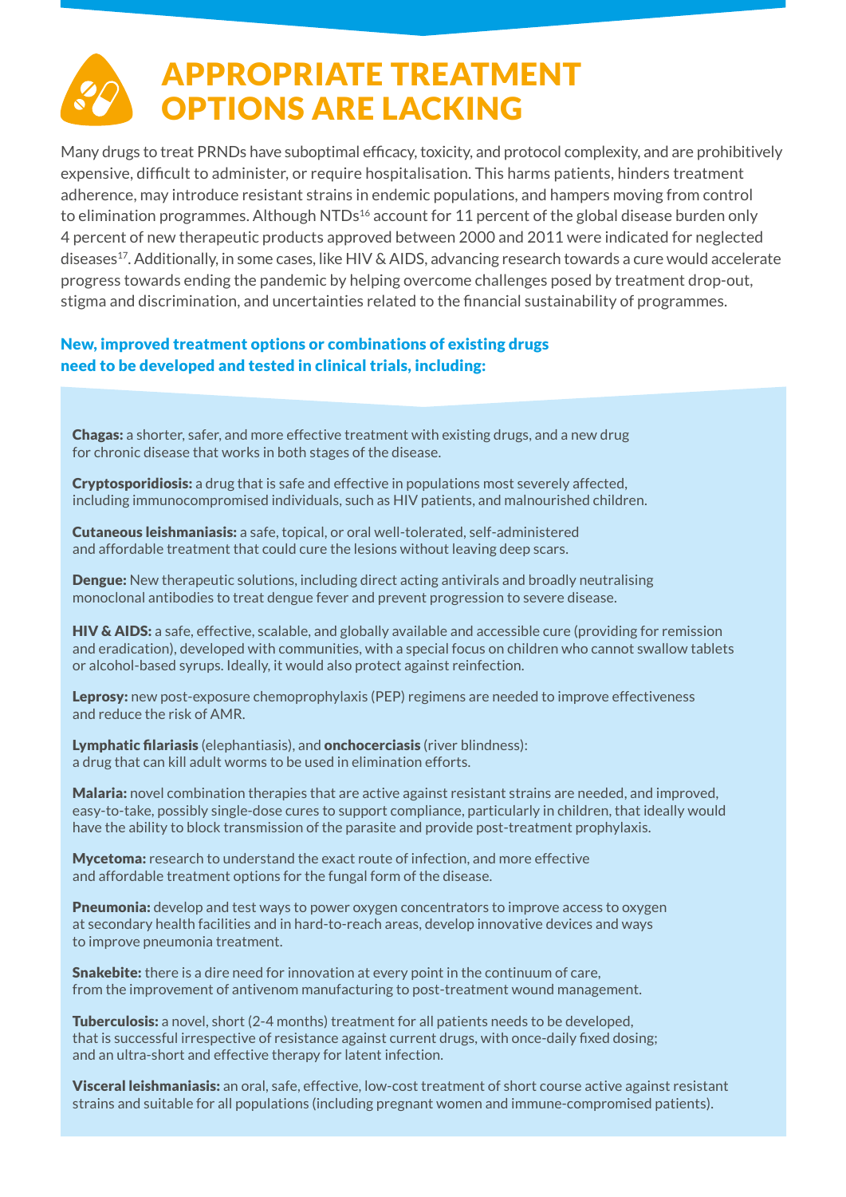# APPROPRIATE TREATMENT OPTIONS ARE LACKING

Many drugs to treat PRNDs have suboptimal efficacy, toxicity, and protocol complexity, and are prohibitively expensive, difficult to administer, or require hospitalisation. This harms patients, hinders treatment adherence, may introduce resistant strains in endemic populations, and hampers moving from control to elimination programmes. Although NTDs[16] account for 11 percent of the global disease burden only 4 percent of new therapeutic products approved between 2000 and 2011 were indicated for neglected diseases[17]. Additionally, in some cases, like HIV & AIDS, advancing research towards a cure would accelerate progress towards ending the pandemic by helping overcome challenges posed by treatment drop-out, stigma and discrimination, and uncertainties related to the financial sustainability of programmes.

## New, improved treatment options or combinations of existing drugs need to be developed and tested in clinical trials, including:

**Chagas:** a shorter, safer, and more effective treatment with existing drugs, and a new drug for chronic disease that works in both stages of the disease.

**Cryptosporidiosis:** a drug that is safe and effective in populations most severely affected, including immunocompromised individuals, such as HIV patients, and malnourished children.

**Cutaneous leishmaniasis:** a safe, topical, or oral well-tolerated, self-administered and affordable treatment that could cure the lesions without leaving deep scars.

**Dengue:** New therapeutic solutions, including direct acting antivirals and broadly neutralising monoclonal antibodies to treat dengue fever and prevent progression to severe disease.

**HIV & AIDS:** a safe, effective, scalable, and globally available and accessible cure (providing for remission and eradication), developed with communities, with a special focus on children who cannot swallow tablets or alcohol-based syrups. Ideally, it would also protect against reinfection.

**Leprosy:** new post-exposure chemoprophylaxis (PEP) regimens are needed to improve effectiveness and reduce the risk of AMR.

**Lymphatic filariasis** (elephantiasis), and **onchocerciasis** (river blindness): a drug that can kill adult worms to be used in elimination efforts.

**Malaria:** novel combination therapies that are active against resistant strains are needed, and improved, easy-to-take, possibly single-dose cures to support compliance, particularly in children, that ideally would have the ability to block transmission of the parasite and provide post-treatment prophylaxis.

**Mycetoma:** research to understand the exact route of infection, and more effective and affordable treatment options for the fungal form of the disease.

**Pneumonia:** develop and test ways to power oxygen concentrators to improve access to oxygen at secondary health facilities and in hard-to-reach areas, develop innovative devices and ways to improve pneumonia treatment.

**Snakebite:** there is a dire need for innovation at every point in the continuum of care, from the improvement of antivenom manufacturing to post-treatment wound management.

**Tuberculosis:** a novel, short (2-4 months) treatment for all patients needs to be developed, that is successful irrespective of resistance against current drugs, with once-daily fixed dosing; and an ultra-short and effective therapy for latent infection.

**Visceral leishmaniasis:** an oral, safe, effective, low-cost treatment of short course active against resistant strains and suitable for all populations (including pregnant women and immune-compromised patients).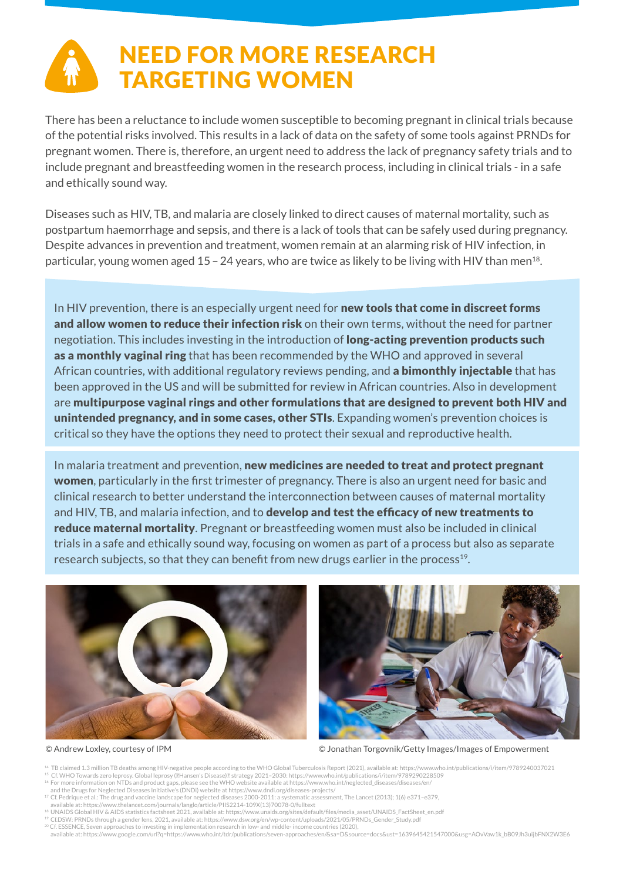# NEED FOR MORE RESEARCH TARGETING WOMEN

There has been a reluctance to include women susceptible to becoming pregnant in clinical trials because of the potential risks involved. This results in a lack of data on the safety of some tools against PRNDs for pregnant women. There is, therefore, an urgent need to address the lack of pregnancy safety trials and to include pregnant and breastfeeding women in the research process, including in clinical trials - in a safe and ethically sound way.

Diseases such as HIV, TB, and malaria are closely linked to direct causes of maternal mortality, such as postpartum haemorrhage and sepsis, and there is a lack of tools that can be safely used during pregnancy. Despite advances in prevention and treatment, women remain at an alarming risk of HIV infection, in particular, young women aged 15 – 24 years, who are twice as likely to be living with HIV than men[18].

In HIV prevention, there is an especially urgent need for **new tools that come in discreet forms and allow women to reduce their infection risk** on their own terms, without the need for partner negotiation. This includes investing in the introduction of **long-acting prevention products such as a monthly vaginal ring** that has been recommended by the WHO and approved in several African countries, with additional regulatory reviews pending, and **a bimonthly injectable** that has been approved in the US and will be submitted for review in African countries. Also in development are **multipurpose vaginal rings and other formulations that are designed to prevent both HIV and unintended pregnancy, and in some cases, other STIs**. Expanding women's prevention choices is critical so they have the options they need to protect their sexual and reproductive health.

In malaria treatment and prevention, **new medicines are needed to treat and protect pregnant women**, particularly in the first trimester of pregnancy. There is also an urgent need for basic and clinical research to better understand the interconnection between causes of maternal mortality and HIV, TB, and malaria infection, and to **develop and test the efficacy of new treatments to reduce maternal mortality**. Pregnant or breastfeeding women must also be included in clinical trials in a safe and ethically sound way, focusing on women as part of a process but also as separate research subjects, so that they can benefit from new drugs earlier in the process[19].

© Andrew Loxley, courtesy of IPM

© Jonathan Torgovnik/Getty Images/Images of Empowerment

[14] TB claimed 1.3 million TB deaths among HIV-negative people according to the WHO Global Tuberculosis Report (2021), available at: https://www.who.int/publications/i/item/9789240037021
[15] Cf. WHO Towards zero leprosy. Global leprosy (Hansen's Disease) strategy 2021–2030: https://www.who.int/publications/i/item/9789290228509
[16] For more information on NTDs and product gaps, please see the WHO website available at https://www.who.int/neglected_diseases/diseases/en/ and the Drugs for Neglected Diseases Initiative's (DNDi) website at https://www.dndi.org/diseases-projects/
[17] Cf. Pedrique et al.: The drug and vaccine landscape for neglected diseases 2000-2011: a systematic assessment. The Lancet (2013); 1(6) e371–e379, available at: https://www.thelancet.com/journals/langlo/article/PIIS2214-109X(13)70078-0/fulltext
[18] UNAIDS Global HIV & AIDS statistics factsheet 2021, available at: https://www.unaids.org/sites/default/files/media_asset/UNAIDS_FactSheet_en.pdf
[19] Cf.DSW: PRNDs through a gender lens, 2021, available at: https://www.dsw.org/en/wp-content/uploads/2021/05/PRNDs_Gender_Study.pdf
[20] Cf. ESSENCE, Seven approaches to investing in implementation research in low- and middle- income countries (2020), available at: https://www.google.com/url?q=https://www.who.int/tdr/publications/seven-approaches/en/&sa=D&source=docs&ust=1639645421547000&usg=AOvVaw1k_bB09Jh3uijbFNX2W3E6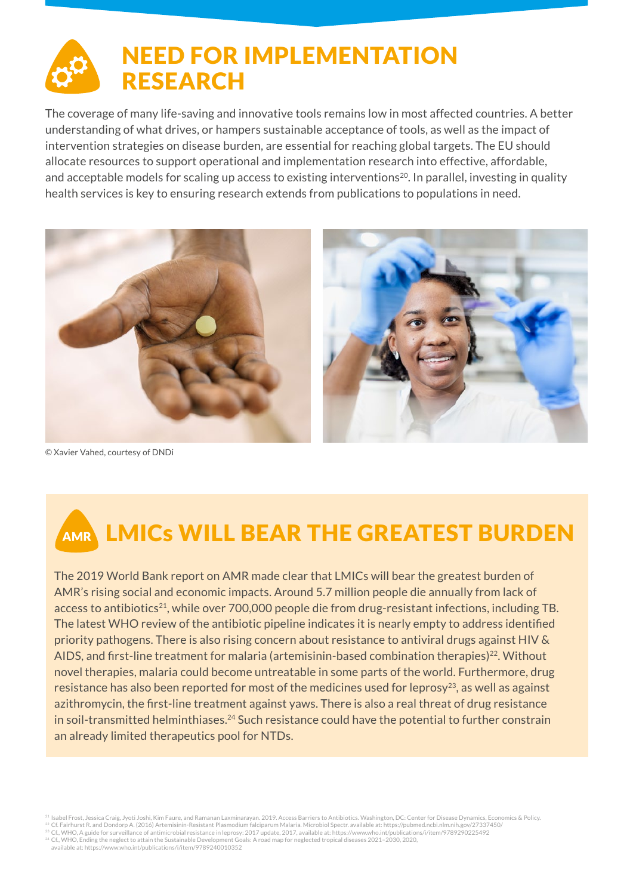# NEED FOR IMPLEMENTATION RESEARCH

The coverage of many life-saving and innovative tools remains low in most affected countries. A better understanding of what drives, or hampers sustainable acceptance of tools, as well as the impact of intervention strategies on disease burden, are essential for reaching global targets. The EU should allocate resources to support operational and implementation research into effective, affordable, and acceptable models for scaling up access to existing interventions[20]. In parallel, investing in quality health services is key to ensuring research extends from publications to populations in need.

© Xavier Vahed, courtesy of DNDi

# AMR LMICs WILL BEAR THE GREATEST BURDEN

The 2019 World Bank report on AMR made clear that LMICs will bear the greatest burden of AMR's rising social and economic impacts. Around 5.7 million people die annually from lack of access to antibiotics[21], while over 700,000 people die from drug-resistant infections, including TB. The latest WHO review of the antibiotic pipeline indicates it is nearly empty to address identified priority pathogens. There is also rising concern about resistance to antiviral drugs against HIV & AIDS, and first-line treatment for malaria (artemisinin-based combination therapies)[22]. Without novel therapies, malaria could become untreatable in some parts of the world. Furthermore, drug resistance has also been reported for most of the medicines used for leprosy[23], as well as against azithromycin, the first-line treatment against yaws. There is also a real threat of drug resistance in soil-transmitted helminthiases.[24] Such resistance could have the potential to further constrain an already limited therapeutics pool for NTDs.

[21] Isabel Frost, Jessica Craig, Jyoti Joshi, Kim Faure, and Ramanan Laxminarayan. 2019. Access Barriers to Antibiotics. Washington, DC: Center for Disease Dynamics, Economics & Policy.
[22] Cf. Fairhurst R. and Dondorp A. (2016) Artemisinin-Resistant Plasmodium falciparum Malaria. Microbiol Spectr. available at: https://pubmed.ncbi.nlm.nih.gov/27337450/
[23] Cf., WHO, A guide for surveillance of antimicrobial resistance in leprosy: 2017 update, 2017, available at: https://www.who.int/publications/i/item/9789290225492
[24] Cf., WHO, Ending the neglect to attain the Sustainable Development Goals: A road map for neglected tropical diseases 2021–2030, 2020, available at: https://www.who.int/publications/i/item/9789240010352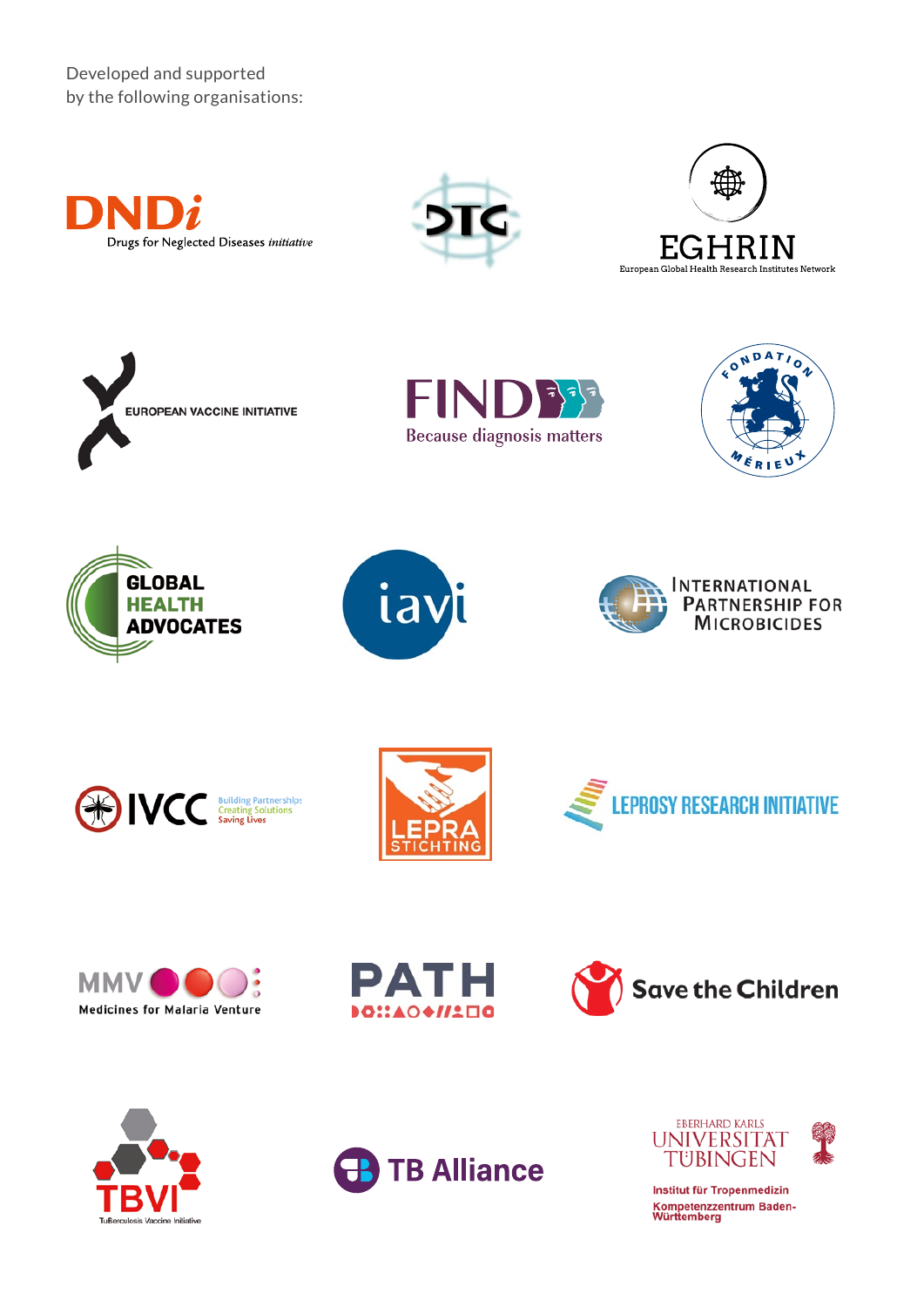Developed and supported
by the following organisations:

DNDi
Drugs for Neglected Diseases *initiative*

DTG

EGHRIN
European Global Health Research Institutes Network

EUROPEAN VACCINE INITIATIVE

FIND
Because diagnosis matters

FONDATION MÉRIEUX

GLOBAL HEALTH ADVOCATES

iavi

INTERNATIONAL PARTNERSHIP FOR MICROBICIDES

IVCC
Building Partnerships
Creating Solutions
Saving Lives

LEPRA STICHTING

LEPROSY RESEARCH INITIATIVE

MMV
Medicines for Malaria Venture

PATH

Save the Children

TBVI
TuBerculosis Vaccine Initiative

TB Alliance

EBERHARD KARLS
UNIVERSITÄT
TÜBINGEN

Institut für Tropenmedizin
Kompetenzzentrum Baden-Württemberg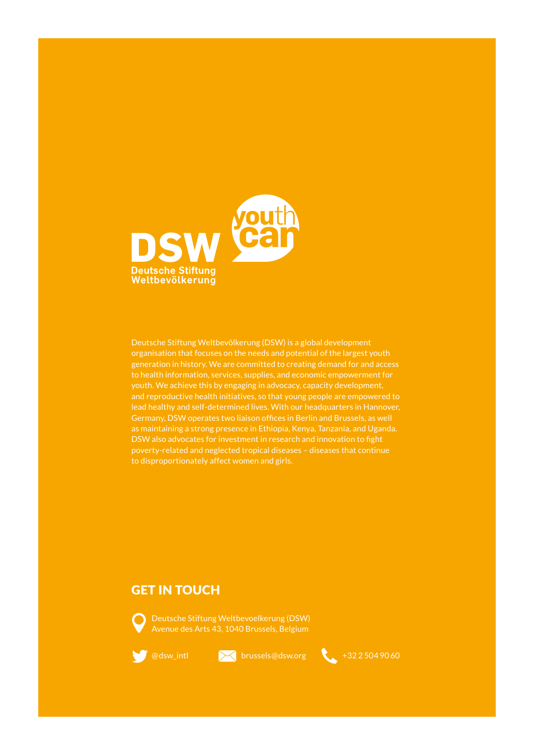DSW

Deutsche Stiftung Weltbevölkerung

youth can

Deutsche Stiftung Weltbevölkerung (DSW) is a global development organisation that focuses on the needs and potential of the largest youth generation in history. We are committed to creating demand for and access to health information, services, supplies, and economic empowerment for youth. We achieve this by engaging in advocacy, capacity development, and reproductive health initiatives, so that young people are empowered to lead healthy and self-determined lives. With our headquarters in Hannover, Germany, DSW operates two liaison offices in Berlin and Brussels, as well as maintaining a strong presence in Ethiopia, Kenya, Tanzania, and Uganda. DSW also advocates for investment in research and innovation to fight poverty-related and neglected tropical diseases – diseases that continue to disproportionately affect women and girls.

## GET IN TOUCH

Deutsche Stiftung Weltbevoelkerung (DSW)
Avenue des Arts 43, 1040 Brussels, Belgium

@dsw_intl

brussels@dsw.org

+32 2 504 90 60